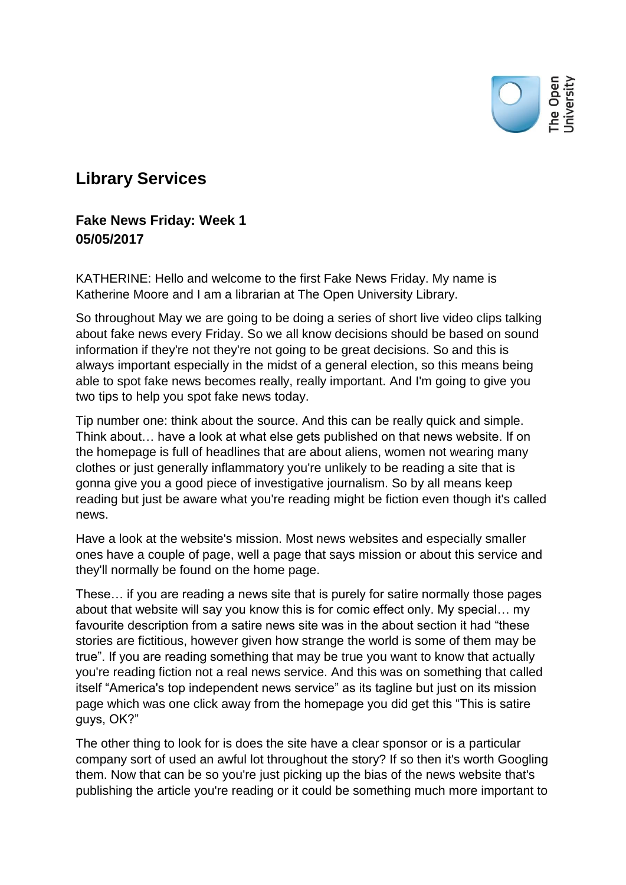## Library Services

### Fake News Friday: Week 1
### 05/05/2017

KATHERINE: Hello and welcome to the first Fake News Friday. My name is Katherine Moore and I am a librarian at The Open University Library.

So throughout May we are going to be doing a series of short live video clips talking about fake news every Friday. So we all know decisions should be based on sound information if they're not they're not going to be great decisions. So and this is always important especially in the midst of a general election, so this means being able to spot fake news becomes really, really important. And I'm going to give you two tips to help you spot fake news today.

Tip number one: think about the source. And this can be really quick and simple. Think about… have a look at what else gets published on that news website. If on the homepage is full of headlines that are about aliens, women not wearing many clothes or just generally inflammatory you're unlikely to be reading a site that is gonna give you a good piece of investigative journalism. So by all means keep reading but just be aware what you're reading might be fiction even though it's called news.

Have a look at the website's mission. Most news websites and especially smaller ones have a couple of page, well a page that says mission or about this service and they'll normally be found on the home page.

These… if you are reading a news site that is purely for satire normally those pages about that website will say you know this is for comic effect only. My special… my favourite description from a satire news site was in the about section it had "these stories are fictitious, however given how strange the world is some of them may be true". If you are reading something that may be true you want to know that actually you're reading fiction not a real news service. And this was on something that called itself "America's top independent news service" as its tagline but just on its mission page which was one click away from the homepage you did get this "This is satire guys, OK?"

The other thing to look for is does the site have a clear sponsor or is a particular company sort of used an awful lot throughout the story? If so then it's worth Googling them. Now that can be so you're just picking up the bias of the news website that's publishing the article you're reading or it could be something much more important to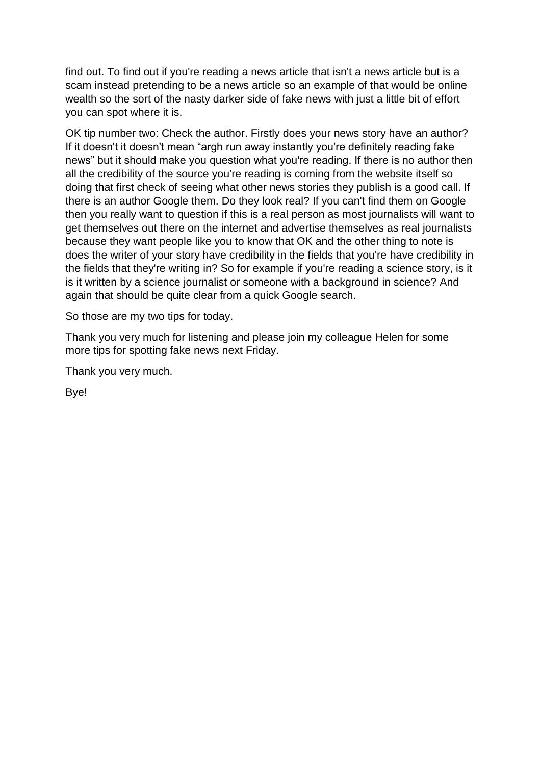find out. To find out if you're reading a news article that isn't a news article but is a scam instead pretending to be a news article so an example of that would be online wealth so the sort of the nasty darker side of fake news with just a little bit of effort you can spot where it is.

OK tip number two: Check the author. Firstly does your news story have an author? If it doesn't it doesn't mean "argh run away instantly you're definitely reading fake news" but it should make you question what you're reading. If there is no author then all the credibility of the source you're reading is coming from the website itself so doing that first check of seeing what other news stories they publish is a good call. If there is an author Google them. Do they look real? If you can't find them on Google then you really want to question if this is a real person as most journalists will want to get themselves out there on the internet and advertise themselves as real journalists because they want people like you to know that OK and the other thing to note is does the writer of your story have credibility in the fields that you're have credibility in the fields that they're writing in? So for example if you're reading a science story, is it is it written by a science journalist or someone with a background in science? And again that should be quite clear from a quick Google search.

So those are my two tips for today.

Thank you very much for listening and please join my colleague Helen for some more tips for spotting fake news next Friday.

Thank you very much.

Bye!